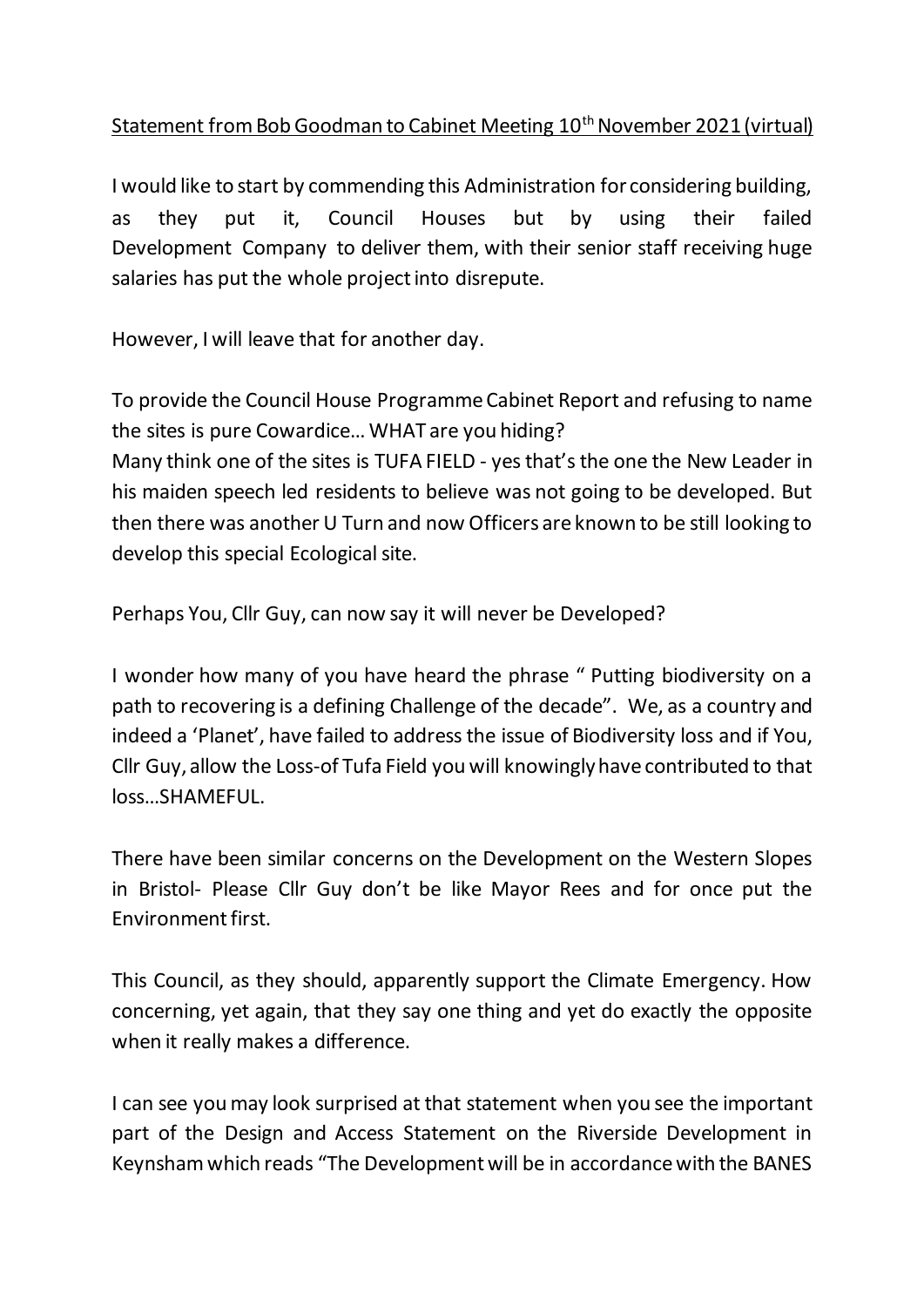Statement from Bob Goodman to Cabinet Meeting 10th November 2021 (virtual)

I would like to start by commending this Administration for considering building, as they put it, Council Houses but by using their failed Development Company to deliver them, with their senior staff receiving huge salaries has put the whole project into disrepute.

However, I will leave that for another day.

To provide the Council House Programme Cabinet Report and refusing to name the sites is pure Cowardice… WHAT are you hiding?

Many think one of the sites is TUFA FIELD - yes that's the one the New Leader in his maiden speech led residents to believe was not going to be developed. But then there was another U Turn and now Officers are known to be still looking to develop this special Ecological site.

Perhaps You, Cllr Guy, can now say it will never be Developed?

I wonder how many of you have heard the phrase " Putting biodiversity on a path to recovering is a defining Challenge of the decade". We, as a country and indeed a 'Planet', have failed to address the issue of Biodiversity loss and if You, Cllr Guy, allow the Loss-of Tufa Field you will knowingly have contributed to that loss…SHAMEFUL.

There have been similar concerns on the Development on the Western Slopes in Bristol- Please Cllr Guy don't be like Mayor Rees and for once put the Environment first.

This Council, as they should, apparently support the Climate Emergency. How concerning, yet again, that they say one thing and yet do exactly the opposite when it really makes a difference.

I can see you may look surprised at that statement when you see the important part of the Design and Access Statement on the Riverside Development in Keynsham which reads "The Development will be in accordance with the BANES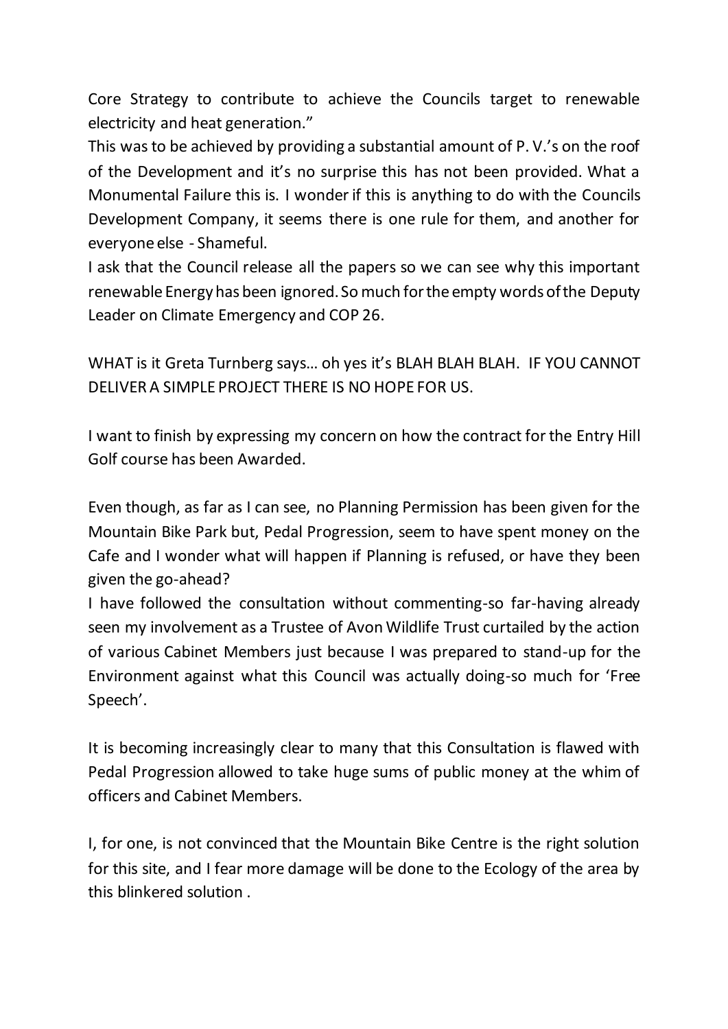Core Strategy to contribute to achieve the Councils target to renewable electricity and heat generation."

This was to be achieved by providing a substantial amount of P. V.'s on the roof of the Development and it's no surprise this has not been provided. What a Monumental Failure this is. I wonder if this is anything to do with the Councils Development Company, it seems there is one rule for them, and another for everyone else - Shameful.

I ask that the Council release all the papers so we can see why this important renewable Energy has been ignored. So much for the empty words of the Deputy Leader on Climate Emergency and COP 26.

WHAT is it Greta Turnberg says… oh yes it's BLAH BLAH BLAH. IF YOU CANNOT DELIVER A SIMPLE PROJECT THERE IS NO HOPE FOR US.

I want to finish by expressing my concern on how the contract for the Entry Hill Golf course has been Awarded.

Even though, as far as I can see, no Planning Permission has been given for the Mountain Bike Park but, Pedal Progression, seem to have spent money on the Cafe and I wonder what will happen if Planning is refused, or have they been given the go-ahead?

I have followed the consultation without commenting-so far-having already seen my involvement as a Trustee of Avon Wildlife Trust curtailed by the action of various Cabinet Members just because I was prepared to stand-up for the Environment against what this Council was actually doing-so much for 'Free Speech'.

It is becoming increasingly clear to many that this Consultation is flawed with Pedal Progression allowed to take huge sums of public money at the whim of officers and Cabinet Members.

I, for one, is not convinced that the Mountain Bike Centre is the right solution for this site, and I fear more damage will be done to the Ecology of the area by this blinkered solution .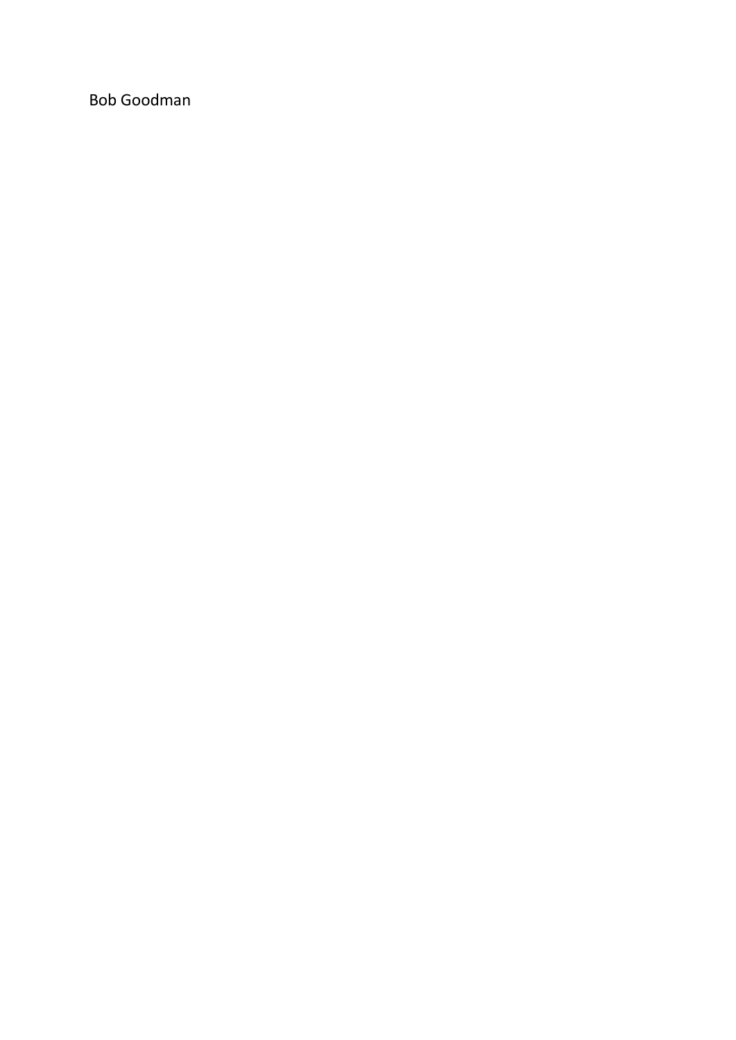Bob Goodman